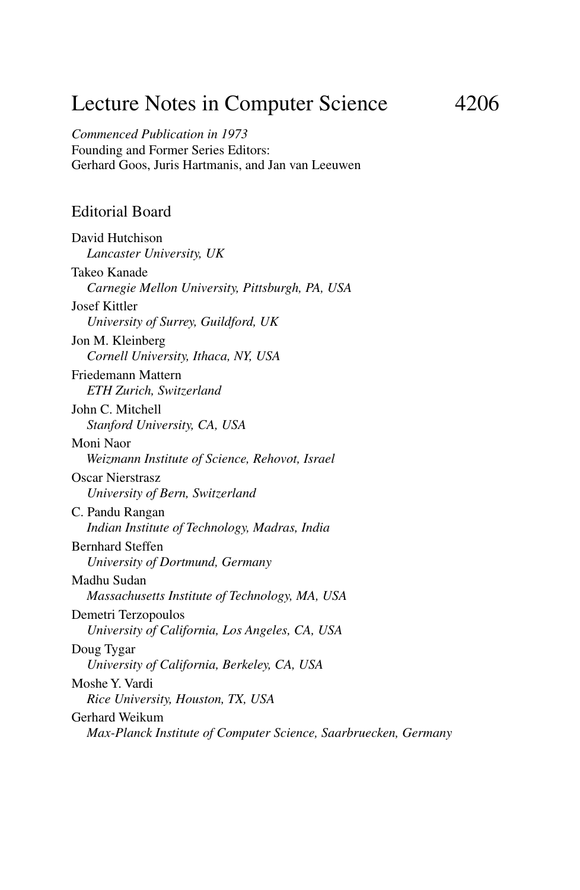# Lecture Notes in Computer Science 4206

*Commenced Publication in 1973*
Founding and Former Series Editors:
Gerhard Goos, Juris Hartmanis, and Jan van Leeuwen

## Editorial Board

David Hutchison
*Lancaster University, UK*

Takeo Kanade
*Carnegie Mellon University, Pittsburgh, PA, USA*

Josef Kittler
*University of Surrey, Guildford, UK*

Jon M. Kleinberg
*Cornell University, Ithaca, NY, USA*

Friedemann Mattern
*ETH Zurich, Switzerland*

John C. Mitchell
*Stanford University, CA, USA*

Moni Naor
*Weizmann Institute of Science, Rehovot, Israel*

Oscar Nierstrasz
*University of Bern, Switzerland*

C. Pandu Rangan
*Indian Institute of Technology, Madras, India*

Bernhard Steffen
*University of Dortmund, Germany*

Madhu Sudan
*Massachusetts Institute of Technology, MA, USA*

Demetri Terzopoulos
*University of California, Los Angeles, CA, USA*

Doug Tygar
*University of California, Berkeley, CA, USA*

Moshe Y. Vardi
*Rice University, Houston, TX, USA*

Gerhard Weikum
*Max-Planck Institute of Computer Science, Saarbruecken, Germany*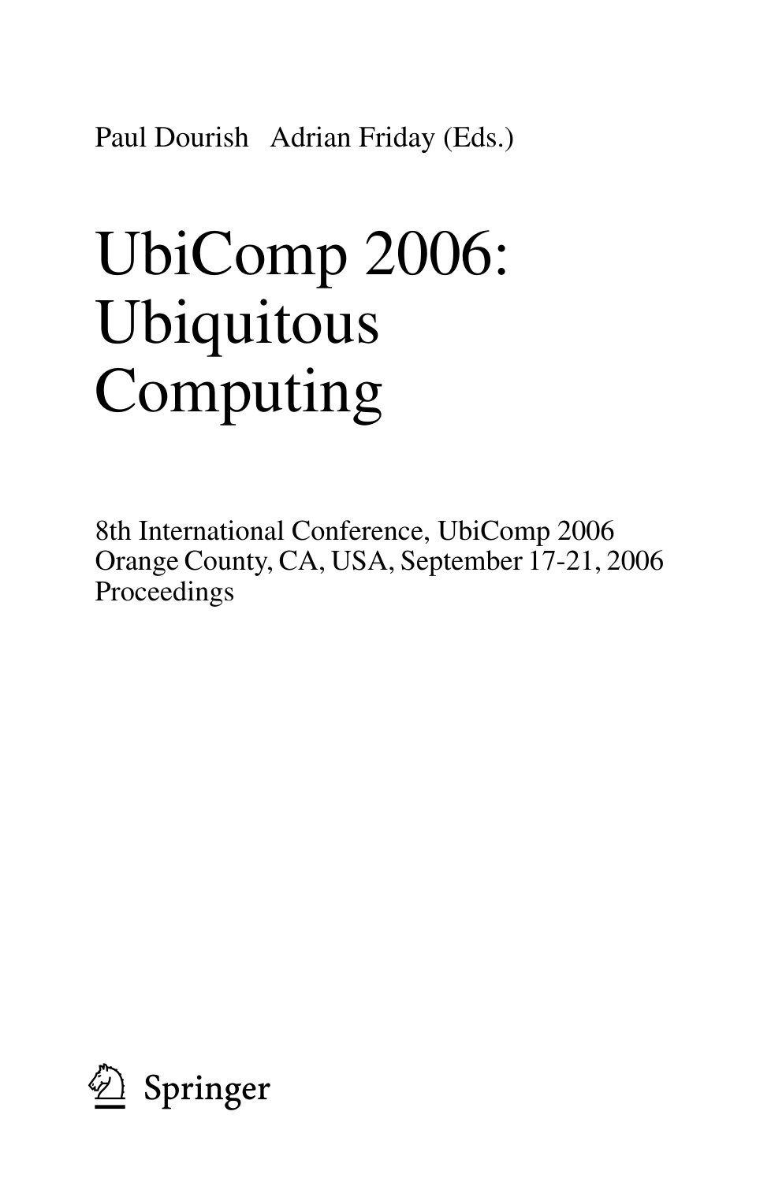Paul Dourish   Adrian Friday (Eds.)

# UbiComp 2006: Ubiquitous Computing

8th International Conference, UbiComp 2006
Orange County, CA, USA, September 17-21, 2006
Proceedings

Springer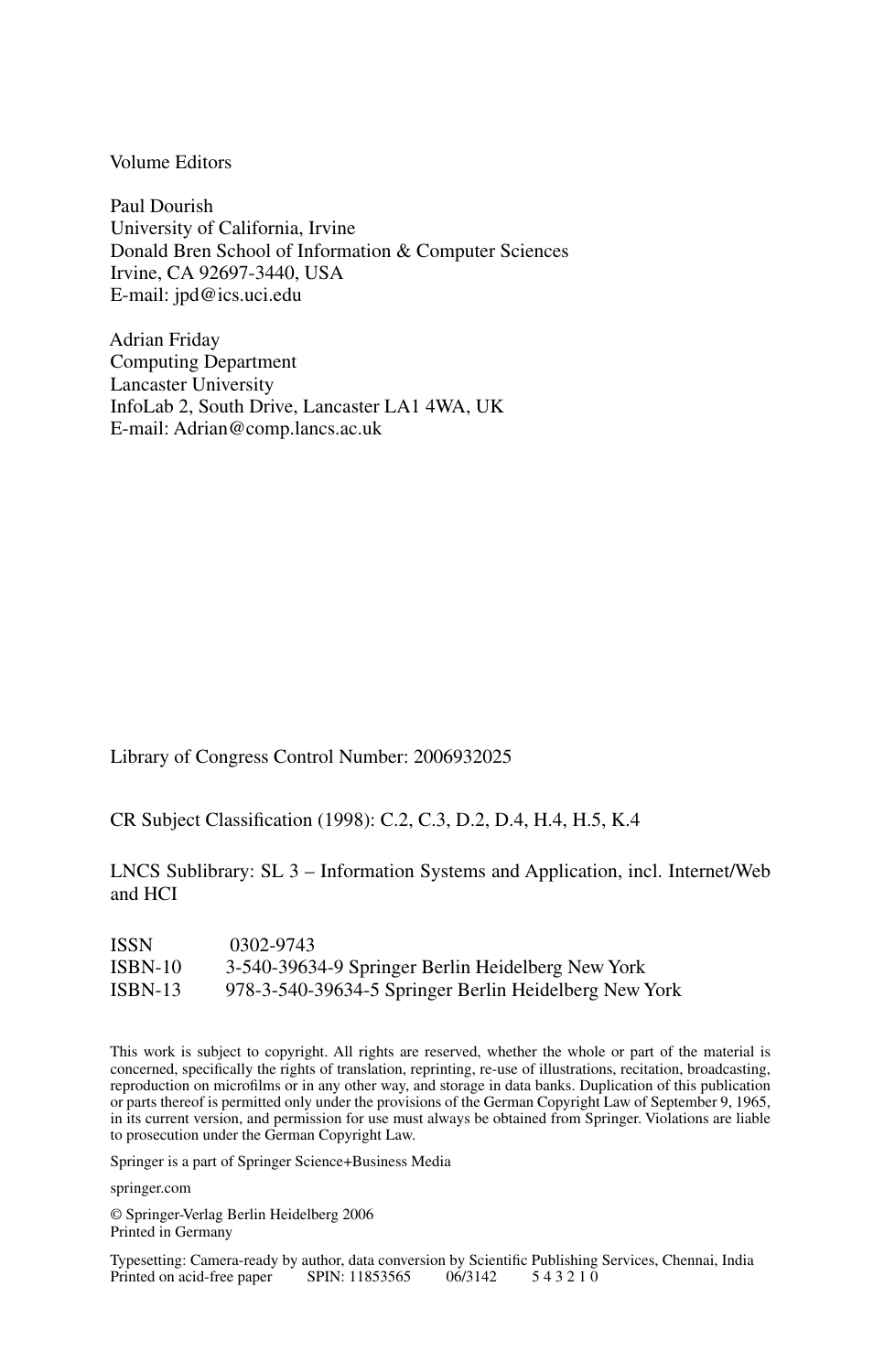Volume Editors

Paul Dourish
University of California, Irvine
Donald Bren School of Information & Computer Sciences
Irvine, CA 92697-3440, USA
E-mail: jpd@ics.uci.edu

Adrian Friday
Computing Department
Lancaster University
InfoLab 2, South Drive, Lancaster LA1 4WA, UK
E-mail: Adrian@comp.lancs.ac.uk

Library of Congress Control Number: 2006932025

CR Subject Classification (1998): C.2, C.3, D.2, D.4, H.4, H.5, K.4

LNCS Sublibrary: SL 3 – Information Systems and Application, incl. Internet/Web and HCI

ISSN 0302-9743
ISBN-10 3-540-39634-9 Springer Berlin Heidelberg New York
ISBN-13 978-3-540-39634-5 Springer Berlin Heidelberg New York

This work is subject to copyright. All rights are reserved, whether the whole or part of the material is concerned, specifically the rights of translation, reprinting, re-use of illustrations, recitation, broadcasting, reproduction on microfilms or in any other way, and storage in data banks. Duplication of this publication or parts thereof is permitted only under the provisions of the German Copyright Law of September 9, 1965, in its current version, and permission for use must always be obtained from Springer. Violations are liable to prosecution under the German Copyright Law.

Springer is a part of Springer Science+Business Media

springer.com

© Springer-Verlag Berlin Heidelberg 2006
Printed in Germany

Typesetting: Camera-ready by author, data conversion by Scientific Publishing Services, Chennai, India
Printed on acid-free paper SPIN: 11853565 06/3142 5 4 3 2 1 0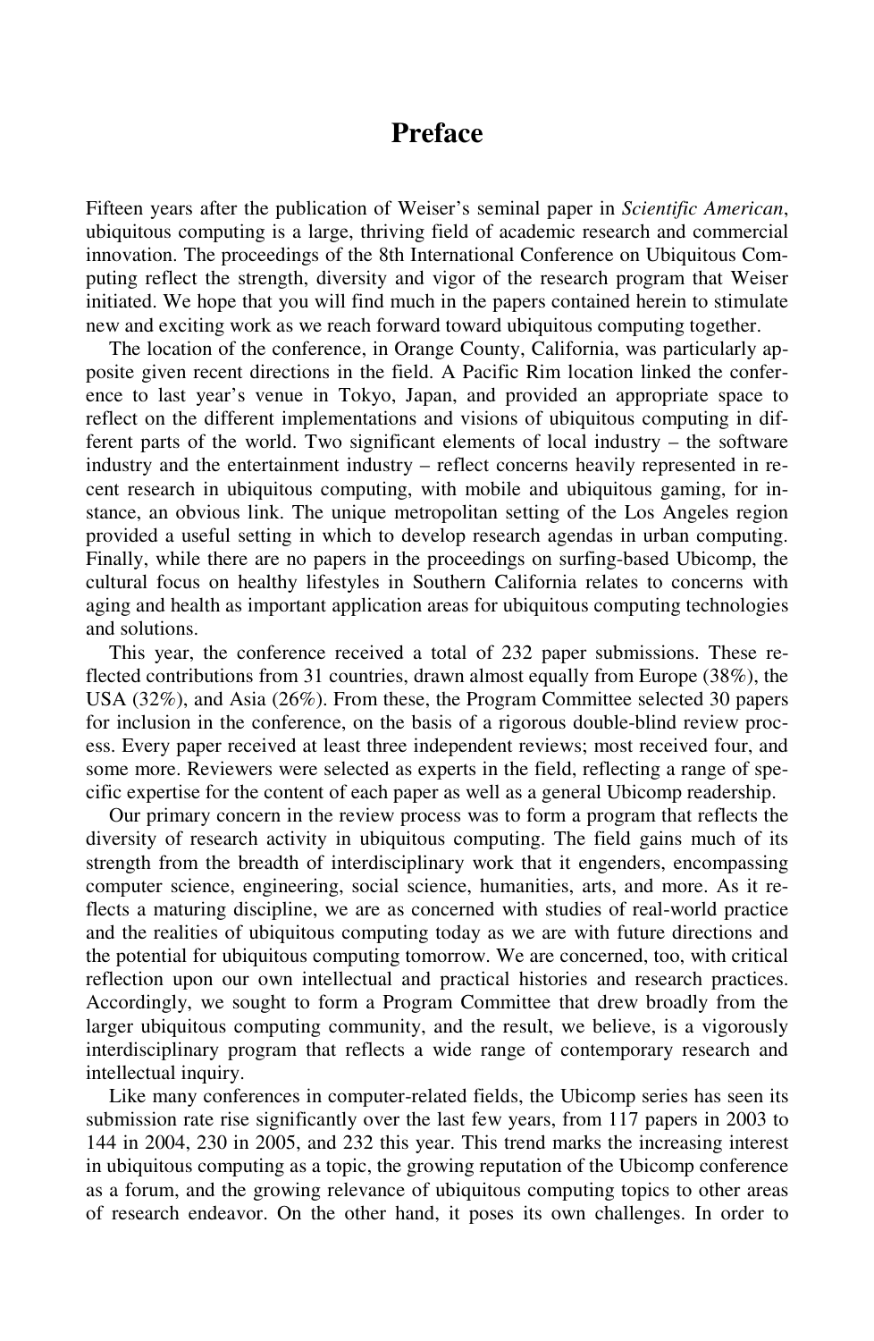# Preface

Fifteen years after the publication of Weiser's seminal paper in *Scientific American*, ubiquitous computing is a large, thriving field of academic research and commercial innovation. The proceedings of the 8th International Conference on Ubiquitous Computing reflect the strength, diversity and vigor of the research program that Weiser initiated. We hope that you will find much in the papers contained herein to stimulate new and exciting work as we reach forward toward ubiquitous computing together.

The location of the conference, in Orange County, California, was particularly apposite given recent directions in the field. A Pacific Rim location linked the conference to last year's venue in Tokyo, Japan, and provided an appropriate space to reflect on the different implementations and visions of ubiquitous computing in different parts of the world. Two significant elements of local industry – the software industry and the entertainment industry – reflect concerns heavily represented in recent research in ubiquitous computing, with mobile and ubiquitous gaming, for instance, an obvious link. The unique metropolitan setting of the Los Angeles region provided a useful setting in which to develop research agendas in urban computing. Finally, while there are no papers in the proceedings on surfing-based Ubicomp, the cultural focus on healthy lifestyles in Southern California relates to concerns with aging and health as important application areas for ubiquitous computing technologies and solutions.

This year, the conference received a total of 232 paper submissions. These reflected contributions from 31 countries, drawn almost equally from Europe (38%), the USA (32%), and Asia (26%). From these, the Program Committee selected 30 papers for inclusion in the conference, on the basis of a rigorous double-blind review process. Every paper received at least three independent reviews; most received four, and some more. Reviewers were selected as experts in the field, reflecting a range of specific expertise for the content of each paper as well as a general Ubicomp readership.

Our primary concern in the review process was to form a program that reflects the diversity of research activity in ubiquitous computing. The field gains much of its strength from the breadth of interdisciplinary work that it engenders, encompassing computer science, engineering, social science, humanities, arts, and more. As it reflects a maturing discipline, we are as concerned with studies of real-world practice and the realities of ubiquitous computing today as we are with future directions and the potential for ubiquitous computing tomorrow. We are concerned, too, with critical reflection upon our own intellectual and practical histories and research practices. Accordingly, we sought to form a Program Committee that drew broadly from the larger ubiquitous computing community, and the result, we believe, is a vigorously interdisciplinary program that reflects a wide range of contemporary research and intellectual inquiry.

Like many conferences in computer-related fields, the Ubicomp series has seen its submission rate rise significantly over the last few years, from 117 papers in 2003 to 144 in 2004, 230 in 2005, and 232 this year. This trend marks the increasing interest in ubiquitous computing as a topic, the growing reputation of the Ubicomp conference as a forum, and the growing relevance of ubiquitous computing topics to other areas of research endeavor. On the other hand, it poses its own challenges. In order to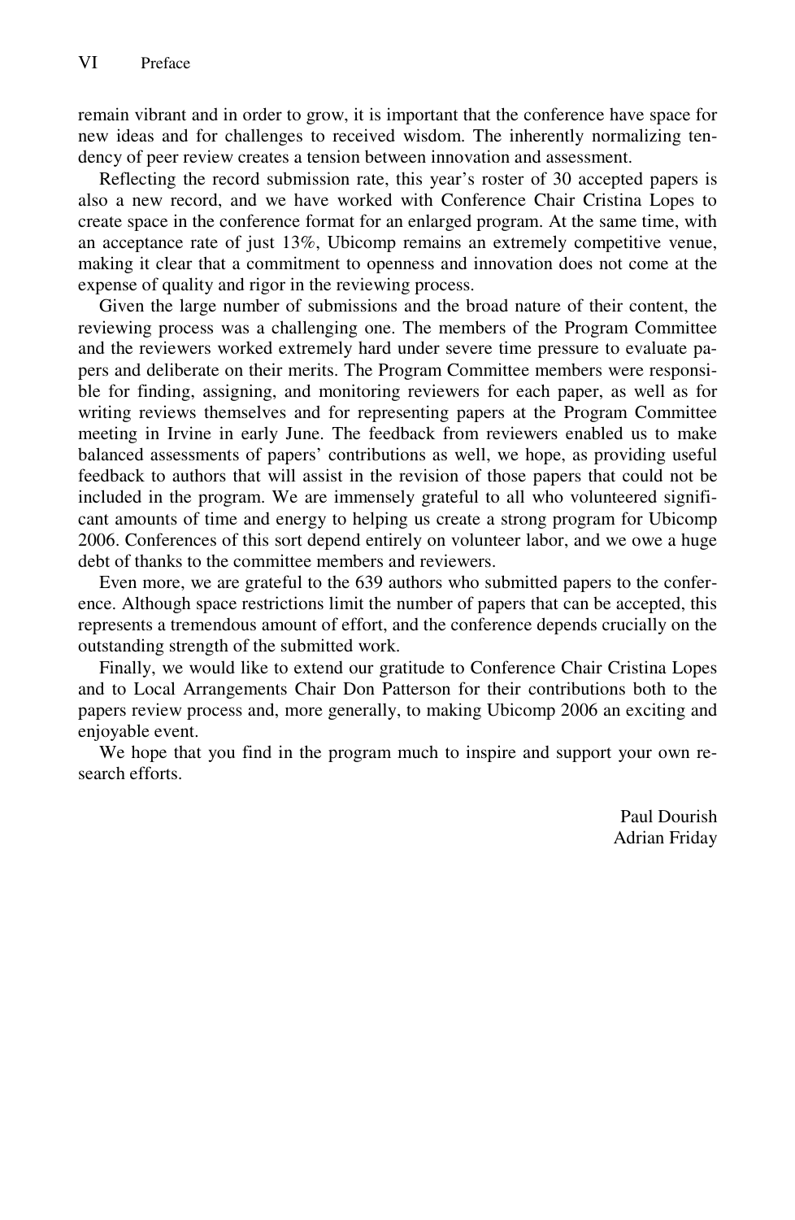remain vibrant and in order to grow, it is important that the conference have space for new ideas and for challenges to received wisdom. The inherently normalizing tendency of peer review creates a tension between innovation and assessment.

Reflecting the record submission rate, this year's roster of 30 accepted papers is also a new record, and we have worked with Conference Chair Cristina Lopes to create space in the conference format for an enlarged program. At the same time, with an acceptance rate of just 13%, Ubicomp remains an extremely competitive venue, making it clear that a commitment to openness and innovation does not come at the expense of quality and rigor in the reviewing process.

Given the large number of submissions and the broad nature of their content, the reviewing process was a challenging one. The members of the Program Committee and the reviewers worked extremely hard under severe time pressure to evaluate papers and deliberate on their merits. The Program Committee members were responsible for finding, assigning, and monitoring reviewers for each paper, as well as for writing reviews themselves and for representing papers at the Program Committee meeting in Irvine in early June. The feedback from reviewers enabled us to make balanced assessments of papers' contributions as well, we hope, as providing useful feedback to authors that will assist in the revision of those papers that could not be included in the program. We are immensely grateful to all who volunteered significant amounts of time and energy to helping us create a strong program for Ubicomp 2006. Conferences of this sort depend entirely on volunteer labor, and we owe a huge debt of thanks to the committee members and reviewers.

Even more, we are grateful to the 639 authors who submitted papers to the conference. Although space restrictions limit the number of papers that can be accepted, this represents a tremendous amount of effort, and the conference depends crucially on the outstanding strength of the submitted work.

Finally, we would like to extend our gratitude to Conference Chair Cristina Lopes and to Local Arrangements Chair Don Patterson for their contributions both to the papers review process and, more generally, to making Ubicomp 2006 an exciting and enjoyable event.

We hope that you find in the program much to inspire and support your own research efforts.

Paul Dourish
Adrian Friday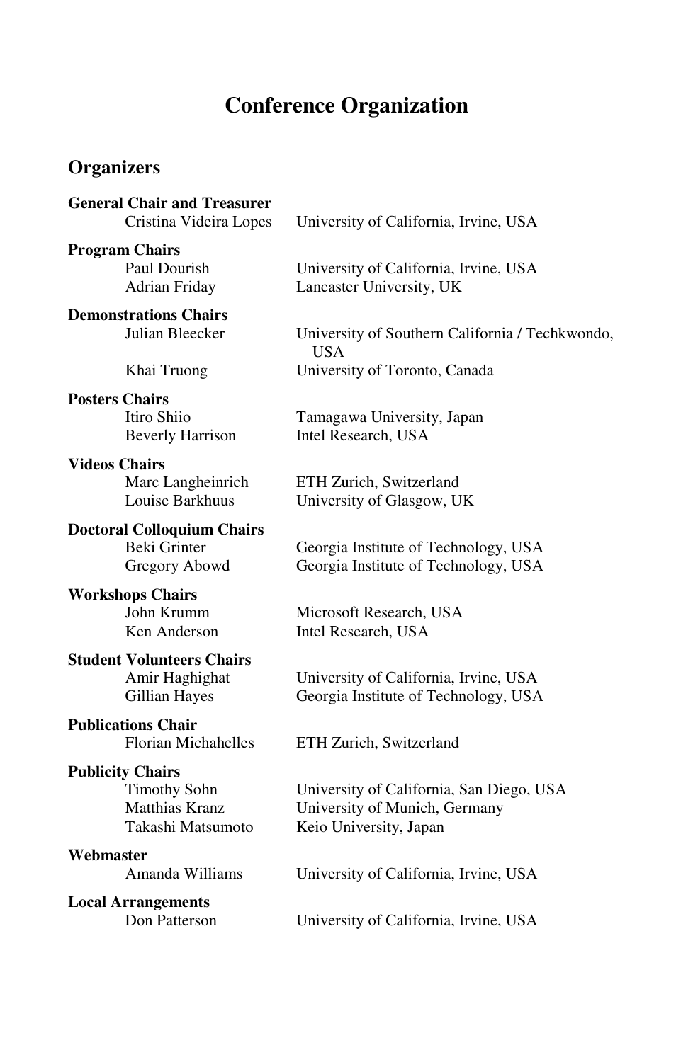# Conference Organization

## Organizers

**General Chair and Treasurer**

| | |
|---|---|
| Cristina Videira Lopes | University of California, Irvine, USA |

**Program Chairs**

| | |
|---|---|
| Paul Dourish | University of California, Irvine, USA |
| Adrian Friday | Lancaster University, UK |

**Demonstrations Chairs**

| | |
|---|---|
| Julian Bleecker | University of Southern California / Techkwondo, USA |
| Khai Truong | University of Toronto, Canada |

**Posters Chairs**

| | |
|---|---|
| Itiro Shiio | Tamagawa University, Japan |
| Beverly Harrison | Intel Research, USA |

**Videos Chairs**

| | |
|---|---|
| Marc Langheinrich | ETH Zurich, Switzerland |
| Louise Barkhuus | University of Glasgow, UK |

**Doctoral Colloquium Chairs**

| | |
|---|---|
| Beki Grinter | Georgia Institute of Technology, USA |
| Gregory Abowd | Georgia Institute of Technology, USA |

**Workshops Chairs**

| | |
|---|---|
| John Krumm | Microsoft Research, USA |
| Ken Anderson | Intel Research, USA |

**Student Volunteers Chairs**

| | |
|---|---|
| Amir Haghighat | University of California, Irvine, USA |
| Gillian Hayes | Georgia Institute of Technology, USA |

**Publications Chair**

| | |
|---|---|
| Florian Michahelles | ETH Zurich, Switzerland |

**Publicity Chairs**

| | |
|---|---|
| Timothy Sohn | University of California, San Diego, USA |
| Matthias Kranz | University of Munich, Germany |
| Takashi Matsumoto | Keio University, Japan |

**Webmaster**

| | |
|---|---|
| Amanda Williams | University of California, Irvine, USA |

**Local Arrangements**

| | |
|---|---|
| Don Patterson | University of California, Irvine, USA |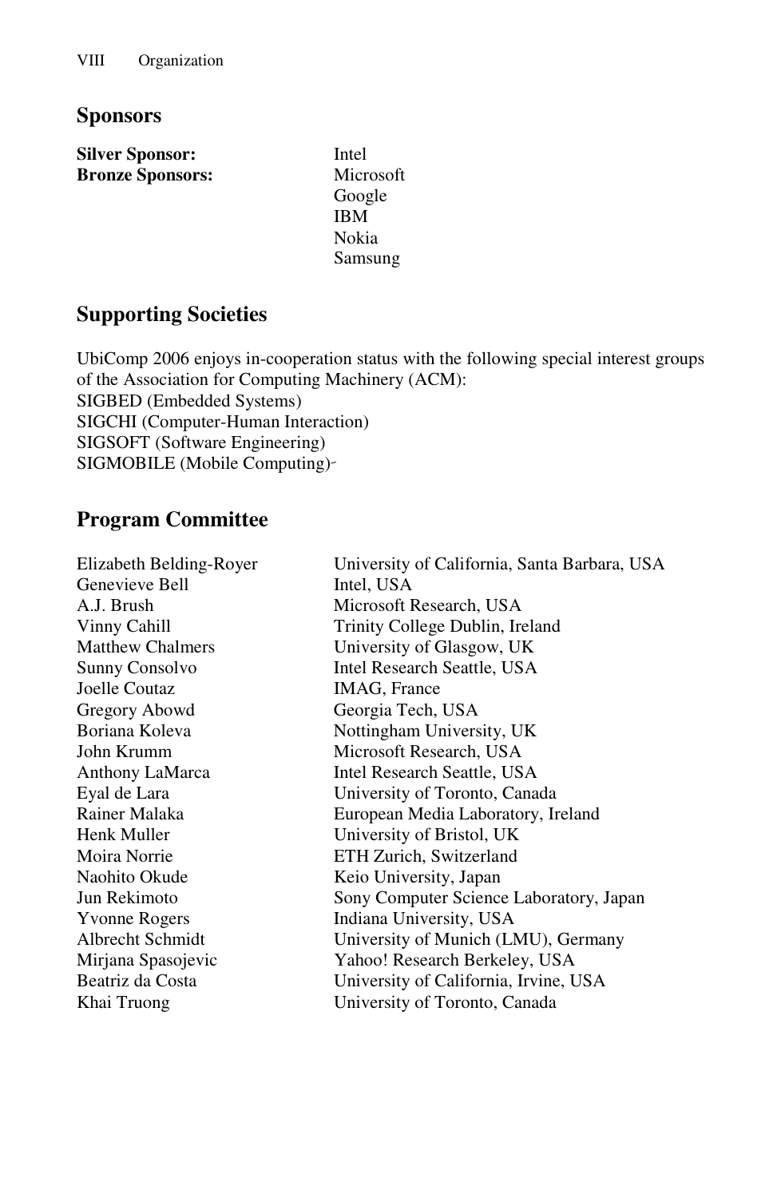## Sponsors

| | |
|---|---|
| **Silver Sponsor:** | Intel |
| **Bronze Sponsors:** | Microsoft |
| | Google |
| | IBM |
| | Nokia |
| | Samsung |

## Supporting Societies

UbiComp 2006 enjoys in-cooperation status with the following special interest groups of the Association for Computing Machinery (ACM):
SIGBED (Embedded Systems)
SIGCHI (Computer-Human Interaction)
SIGSOFT (Software Engineering)
SIGMOBILE (Mobile Computing)

## Program Committee

| | |
|---|---|
| Elizabeth Belding-Royer | University of California, Santa Barbara, USA |
| Genevieve Bell | Intel, USA |
| A.J. Brush | Microsoft Research, USA |
| Vinny Cahill | Trinity College Dublin, Ireland |
| Matthew Chalmers | University of Glasgow, UK |
| Sunny Consolvo | Intel Research Seattle, USA |
| Joelle Coutaz | IMAG, France |
| Gregory Abowd | Georgia Tech, USA |
| Boriana Koleva | Nottingham University, UK |
| John Krumm | Microsoft Research, USA |
| Anthony LaMarca | Intel Research Seattle, USA |
| Eyal de Lara | University of Toronto, Canada |
| Rainer Malaka | European Media Laboratory, Ireland |
| Henk Muller | University of Bristol, UK |
| Moira Norrie | ETH Zurich, Switzerland |
| Naohito Okude | Keio University, Japan |
| Jun Rekimoto | Sony Computer Science Laboratory, Japan |
| Yvonne Rogers | Indiana University, USA |
| Albrecht Schmidt | University of Munich (LMU), Germany |
| Mirjana Spasojevic | Yahoo! Research Berkeley, USA |
| Beatriz da Costa | University of California, Irvine, USA |
| Khai Truong | University of Toronto, Canada |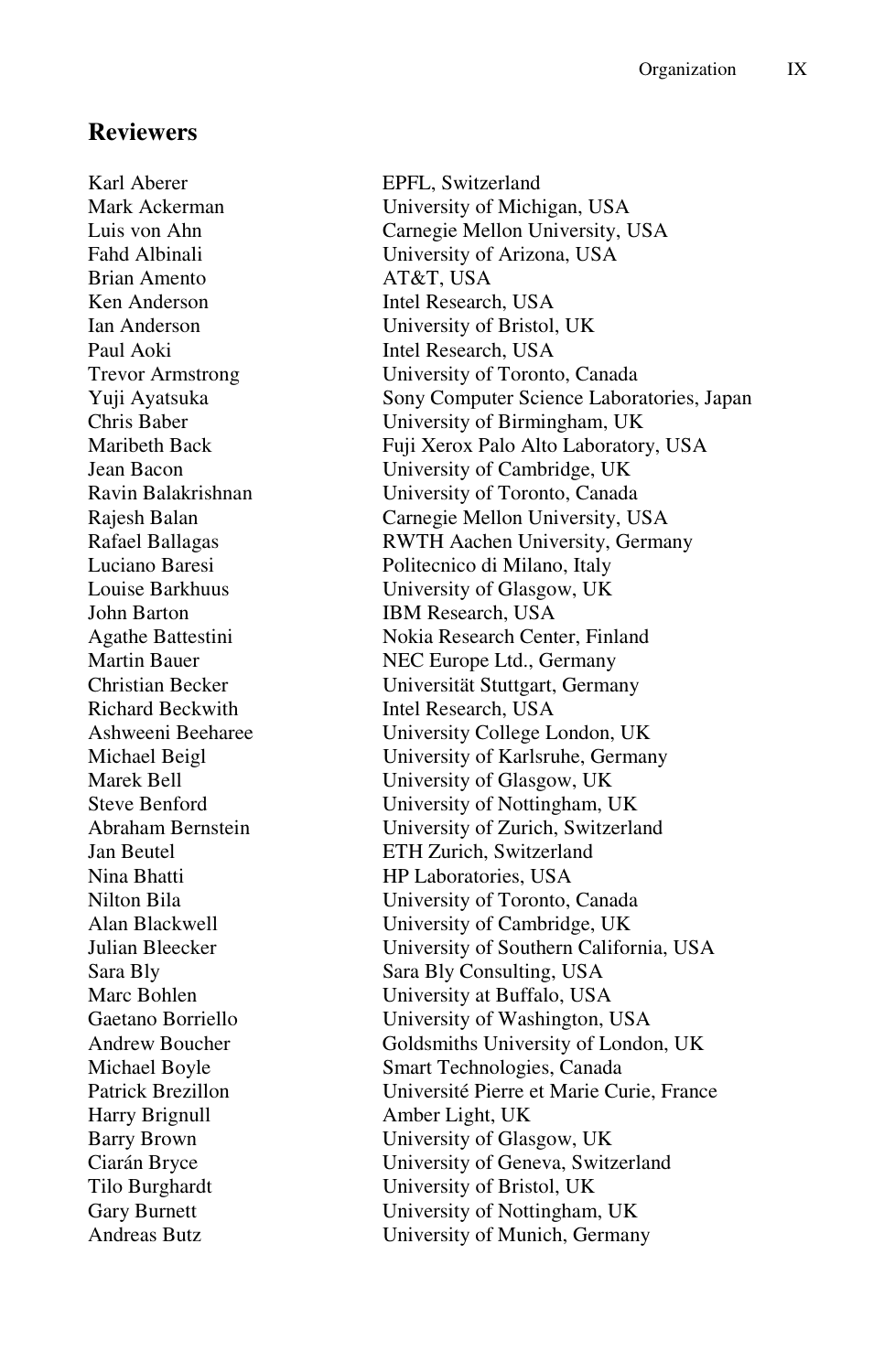## Reviewers

| | |
|---|---|
| Karl Aberer | EPFL, Switzerland |
| Mark Ackerman | University of Michigan, USA |
| Luis von Ahn | Carnegie Mellon University, USA |
| Fahd Albinali | University of Arizona, USA |
| Brian Amento | AT&T, USA |
| Ken Anderson | Intel Research, USA |
| Ian Anderson | University of Bristol, UK |
| Paul Aoki | Intel Research, USA |
| Trevor Armstrong | University of Toronto, Canada |
| Yuji Ayatsuka | Sony Computer Science Laboratories, Japan |
| Chris Baber | University of Birmingham, UK |
| Maribeth Back | Fuji Xerox Palo Alto Laboratory, USA |
| Jean Bacon | University of Cambridge, UK |
| Ravin Balakrishnan | University of Toronto, Canada |
| Rajesh Balan | Carnegie Mellon University, USA |
| Rafael Ballagas | RWTH Aachen University, Germany |
| Luciano Baresi | Politecnico di Milano, Italy |
| Louise Barkhuus | University of Glasgow, UK |
| John Barton | IBM Research, USA |
| Agathe Battestini | Nokia Research Center, Finland |
| Martin Bauer | NEC Europe Ltd., Germany |
| Christian Becker | Universität Stuttgart, Germany |
| Richard Beckwith | Intel Research, USA |
| Ashweeni Beeharee | University College London, UK |
| Michael Beigl | University of Karlsruhe, Germany |
| Marek Bell | University of Glasgow, UK |
| Steve Benford | University of Nottingham, UK |
| Abraham Bernstein | University of Zurich, Switzerland |
| Jan Beutel | ETH Zurich, Switzerland |
| Nina Bhatti | HP Laboratories, USA |
| Nilton Bila | University of Toronto, Canada |
| Alan Blackwell | University of Cambridge, UK |
| Julian Bleecker | University of Southern California, USA |
| Sara Bly | Sara Bly Consulting, USA |
| Marc Bohlen | University at Buffalo, USA |
| Gaetano Borriello | University of Washington, USA |
| Andrew Boucher | Goldsmiths University of London, UK |
| Michael Boyle | Smart Technologies, Canada |
| Patrick Brezillon | Université Pierre et Marie Curie, France |
| Harry Brignull | Amber Light, UK |
| Barry Brown | University of Glasgow, UK |
| Ciarán Bryce | University of Geneva, Switzerland |
| Tilo Burghardt | University of Bristol, UK |
| Gary Burnett | University of Nottingham, UK |
| Andreas Butz | University of Munich, Germany |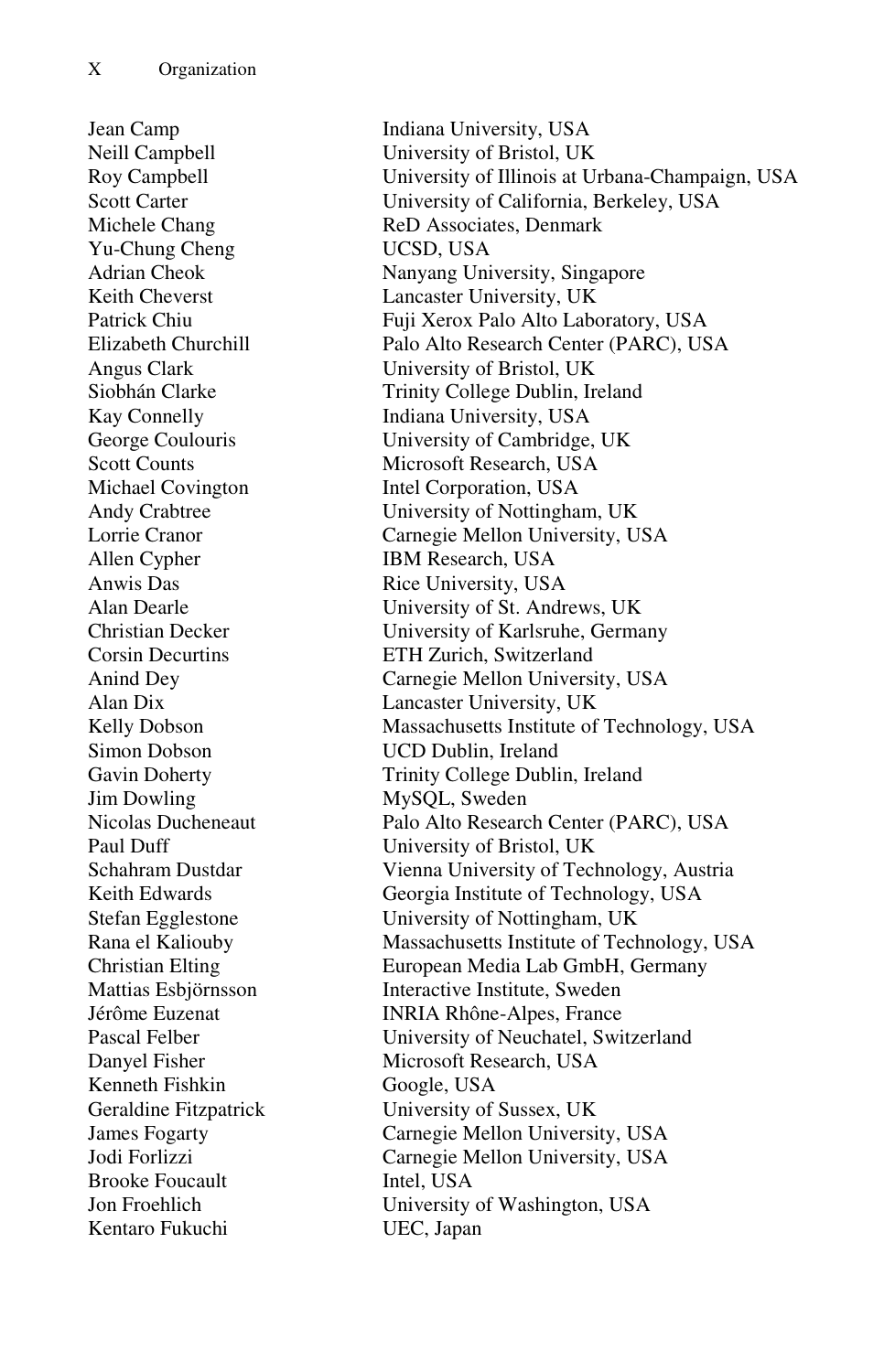| | |
|---|---|
| Jean Camp | Indiana University, USA |
| Neill Campbell | University of Bristol, UK |
| Roy Campbell | University of Illinois at Urbana-Champaign, USA |
| Scott Carter | University of California, Berkeley, USA |
| Michele Chang | ReD Associates, Denmark |
| Yu-Chung Cheng | UCSD, USA |
| Adrian Cheok | Nanyang University, Singapore |
| Keith Cheverst | Lancaster University, UK |
| Patrick Chiu | Fuji Xerox Palo Alto Laboratory, USA |
| Elizabeth Churchill | Palo Alto Research Center (PARC), USA |
| Angus Clark | University of Bristol, UK |
| Siobhán Clarke | Trinity College Dublin, Ireland |
| Kay Connelly | Indiana University, USA |
| George Coulouris | University of Cambridge, UK |
| Scott Counts | Microsoft Research, USA |
| Michael Covington | Intel Corporation, USA |
| Andy Crabtree | University of Nottingham, UK |
| Lorrie Cranor | Carnegie Mellon University, USA |
| Allen Cypher | IBM Research, USA |
| Anwis Das | Rice University, USA |
| Alan Dearle | University of St. Andrews, UK |
| Christian Decker | University of Karlsruhe, Germany |
| Corsin Decurtins | ETH Zurich, Switzerland |
| Anind Dey | Carnegie Mellon University, USA |
| Alan Dix | Lancaster University, UK |
| Kelly Dobson | Massachusetts Institute of Technology, USA |
| Simon Dobson | UCD Dublin, Ireland |
| Gavin Doherty | Trinity College Dublin, Ireland |
| Jim Dowling | MySQL, Sweden |
| Nicolas Ducheneaut | Palo Alto Research Center (PARC), USA |
| Paul Duff | University of Bristol, UK |
| Schahram Dustdar | Vienna University of Technology, Austria |
| Keith Edwards | Georgia Institute of Technology, USA |
| Stefan Egglestone | University of Nottingham, UK |
| Rana el Kaliouby | Massachusetts Institute of Technology, USA |
| Christian Elting | European Media Lab GmbH, Germany |
| Mattias Esbjörnsson | Interactive Institute, Sweden |
| Jérôme Euzenat | INRIA Rhône-Alpes, France |
| Pascal Felber | University of Neuchatel, Switzerland |
| Danyel Fisher | Microsoft Research, USA |
| Kenneth Fishkin | Google, USA |
| Geraldine Fitzpatrick | University of Sussex, UK |
| James Fogarty | Carnegie Mellon University, USA |
| Jodi Forlizzi | Carnegie Mellon University, USA |
| Brooke Foucault | Intel, USA |
| Jon Froehlich | University of Washington, USA |
| Kentaro Fukuchi | UEC, Japan |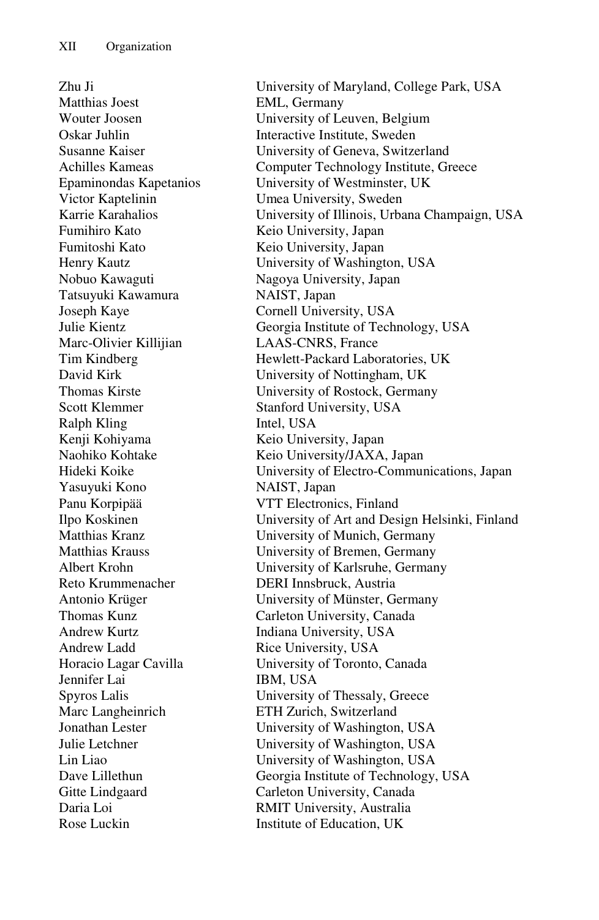| | |
|---|---|
| Zhu Ji | University of Maryland, College Park, USA |
| Matthias Joest | EML, Germany |
| Wouter Joosen | University of Leuven, Belgium |
| Oskar Juhlin | Interactive Institute, Sweden |
| Susanne Kaiser | University of Geneva, Switzerland |
| Achilles Kameas | Computer Technology Institute, Greece |
| Epaminondas Kapetanios | University of Westminster, UK |
| Victor Kaptelinin | Umea University, Sweden |
| Karrie Karahalios | University of Illinois, Urbana Champaign, USA |
| Fumihiro Kato | Keio University, Japan |
| Fumitoshi Kato | Keio University, Japan |
| Henry Kautz | University of Washington, USA |
| Nobuo Kawaguti | Nagoya University, Japan |
| Tatsuyuki Kawamura | NAIST, Japan |
| Joseph Kaye | Cornell University, USA |
| Julie Kientz | Georgia Institute of Technology, USA |
| Marc-Olivier Killijian | LAAS-CNRS, France |
| Tim Kindberg | Hewlett-Packard Laboratories, UK |
| David Kirk | University of Nottingham, UK |
| Thomas Kirste | University of Rostock, Germany |
| Scott Klemmer | Stanford University, USA |
| Ralph Kling | Intel, USA |
| Kenji Kohiyama | Keio University, Japan |
| Naohiko Kohtake | Keio University/JAXA, Japan |
| Hideki Koike | University of Electro-Communications, Japan |
| Yasuyuki Kono | NAIST, Japan |
| Panu Korpipää | VTT Electronics, Finland |
| Ilpo Koskinen | University of Art and Design Helsinki, Finland |
| Matthias Kranz | University of Munich, Germany |
| Matthias Krauss | University of Bremen, Germany |
| Albert Krohn | University of Karlsruhe, Germany |
| Reto Krummenacher | DERI Innsbruck, Austria |
| Antonio Krüger | University of Münster, Germany |
| Thomas Kunz | Carleton University, Canada |
| Andrew Kurtz | Indiana University, USA |
| Andrew Ladd | Rice University, USA |
| Horacio Lagar Cavilla | University of Toronto, Canada |
| Jennifer Lai | IBM, USA |
| Spyros Lalis | University of Thessaly, Greece |
| Marc Langheinrich | ETH Zurich, Switzerland |
| Jonathan Lester | University of Washington, USA |
| Julie Letchner | University of Washington, USA |
| Lin Liao | University of Washington, USA |
| Dave Lillethun | Georgia Institute of Technology, USA |
| Gitte Lindgaard | Carleton University, Canada |
| Daria Loi | RMIT University, Australia |
| Rose Luckin | Institute of Education, UK |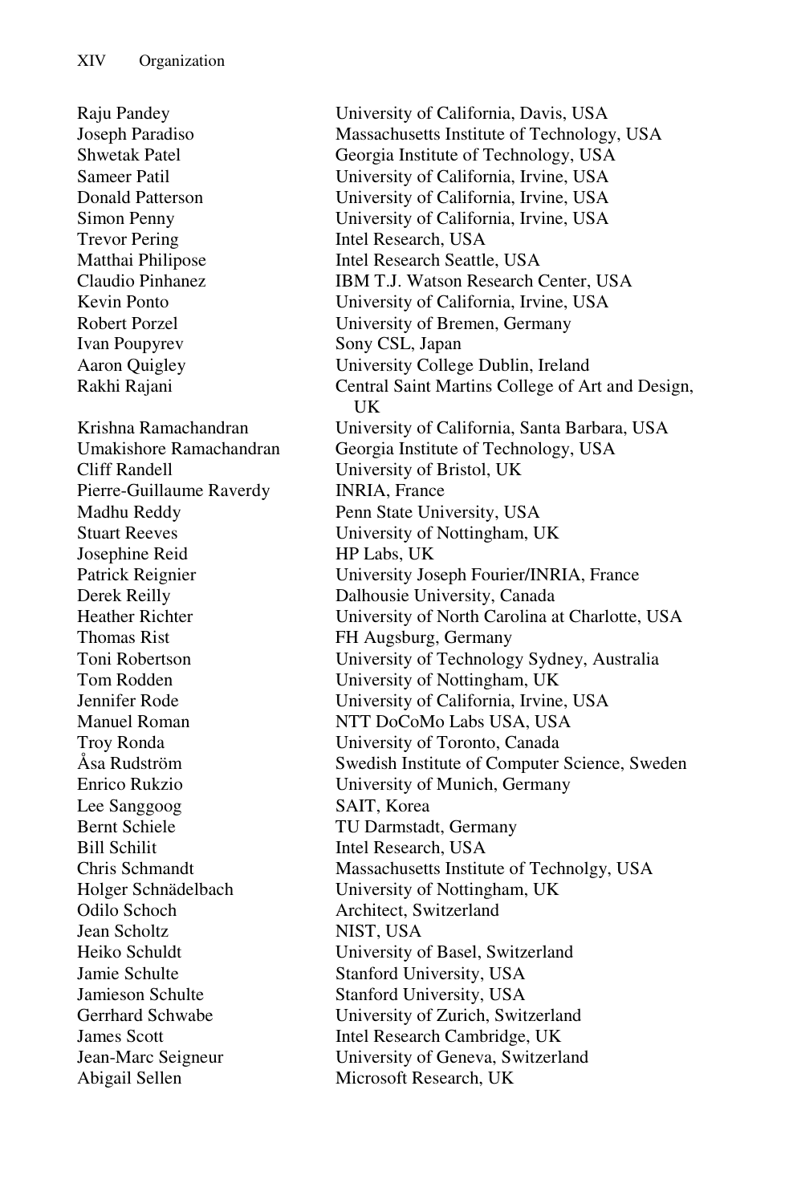| | |
|---|---|
| Raju Pandey | University of California, Davis, USA |
| Joseph Paradiso | Massachusetts Institute of Technology, USA |
| Shwetak Patel | Georgia Institute of Technology, USA |
| Sameer Patil | University of California, Irvine, USA |
| Donald Patterson | University of California, Irvine, USA |
| Simon Penny | University of California, Irvine, USA |
| Trevor Pering | Intel Research, USA |
| Matthai Philipose | Intel Research Seattle, USA |
| Claudio Pinhanez | IBM T.J. Watson Research Center, USA |
| Kevin Ponto | University of California, Irvine, USA |
| Robert Porzel | University of Bremen, Germany |
| Ivan Poupyrev | Sony CSL, Japan |
| Aaron Quigley | University College Dublin, Ireland |
| Rakhi Rajani | Central Saint Martins College of Art and Design, UK |
| Krishna Ramachandran | University of California, Santa Barbara, USA |
| Umakishore Ramachandran | Georgia Institute of Technology, USA |
| Cliff Randell | University of Bristol, UK |
| Pierre-Guillaume Raverdy | INRIA, France |
| Madhu Reddy | Penn State University, USA |
| Stuart Reeves | University of Nottingham, UK |
| Josephine Reid | HP Labs, UK |
| Patrick Reignier | University Joseph Fourier/INRIA, France |
| Derek Reilly | Dalhousie University, Canada |
| Heather Richter | University of North Carolina at Charlotte, USA |
| Thomas Rist | FH Augsburg, Germany |
| Toni Robertson | University of Technology Sydney, Australia |
| Tom Rodden | University of Nottingham, UK |
| Jennifer Rode | University of California, Irvine, USA |
| Manuel Roman | NTT DoCoMo Labs USA, USA |
| Troy Ronda | University of Toronto, Canada |
| Åsa Rudström | Swedish Institute of Computer Science, Sweden |
| Enrico Rukzio | University of Munich, Germany |
| Lee Sanggoog | SAIT, Korea |
| Bernt Schiele | TU Darmstadt, Germany |
| Bill Schilit | Intel Research, USA |
| Chris Schmandt | Massachusetts Institute of Technolgy, USA |
| Holger Schnädelbach | University of Nottingham, UK |
| Odilo Schoch | Architect, Switzerland |
| Jean Scholtz | NIST, USA |
| Heiko Schuldt | University of Basel, Switzerland |
| Jamie Schulte | Stanford University, USA |
| Jamieson Schulte | Stanford University, USA |
| Gerrhard Schwabe | University of Zurich, Switzerland |
| James Scott | Intel Research Cambridge, UK |
| Jean-Marc Seigneur | University of Geneva, Switzerland |
| Abigail Sellen | Microsoft Research, UK |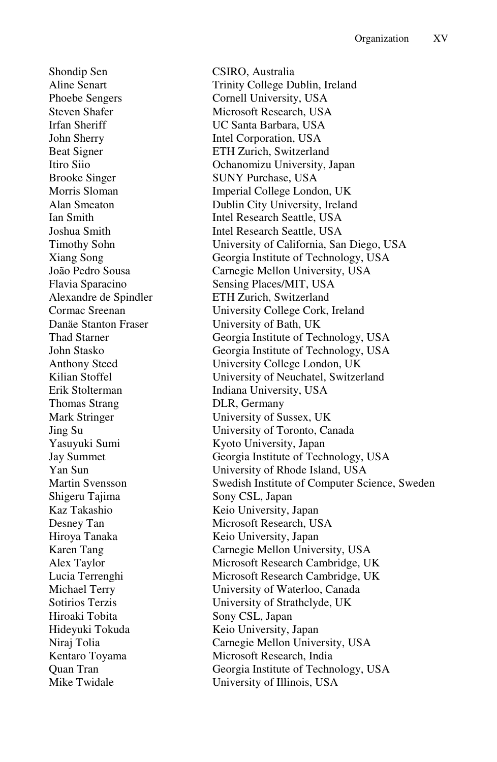| | |
|---|---|
| Shondip Sen | CSIRO, Australia |
| Aline Senart | Trinity College Dublin, Ireland |
| Phoebe Sengers | Cornell University, USA |
| Steven Shafer | Microsoft Research, USA |
| Irfan Sheriff | UC Santa Barbara, USA |
| John Sherry | Intel Corporation, USA |
| Beat Signer | ETH Zurich, Switzerland |
| Itiro Siio | Ochanomizu University, Japan |
| Brooke Singer | SUNY Purchase, USA |
| Morris Sloman | Imperial College London, UK |
| Alan Smeaton | Dublin City University, Ireland |
| Ian Smith | Intel Research Seattle, USA |
| Joshua Smith | Intel Research Seattle, USA |
| Timothy Sohn | University of California, San Diego, USA |
| Xiang Song | Georgia Institute of Technology, USA |
| João Pedro Sousa | Carnegie Mellon University, USA |
| Flavia Sparacino | Sensing Places/MIT, USA |
| Alexandre de Spindler | ETH Zurich, Switzerland |
| Cormac Sreenan | University College Cork, Ireland |
| Danäe Stanton Fraser | University of Bath, UK |
| Thad Starner | Georgia Institute of Technology, USA |
| John Stasko | Georgia Institute of Technology, USA |
| Anthony Steed | University College London, UK |
| Kilian Stoffel | University of Neuchatel, Switzerland |
| Erik Stolterman | Indiana University, USA |
| Thomas Strang | DLR, Germany |
| Mark Stringer | University of Sussex, UK |
| Jing Su | University of Toronto, Canada |
| Yasuyuki Sumi | Kyoto University, Japan |
| Jay Summet | Georgia Institute of Technology, USA |
| Yan Sun | University of Rhode Island, USA |
| Martin Svensson | Swedish Institute of Computer Science, Sweden |
| Shigeru Tajima | Sony CSL, Japan |
| Kaz Takashio | Keio University, Japan |
| Desney Tan | Microsoft Research, USA |
| Hiroya Tanaka | Keio University, Japan |
| Karen Tang | Carnegie Mellon University, USA |
| Alex Taylor | Microsoft Research Cambridge, UK |
| Lucia Terrenghi | Microsoft Research Cambridge, UK |
| Michael Terry | University of Waterloo, Canada |
| Sotirios Terzis | University of Strathclyde, UK |
| Hiroaki Tobita | Sony CSL, Japan |
| Hideyuki Tokuda | Keio University, Japan |
| Niraj Tolia | Carnegie Mellon University, USA |
| Kentaro Toyama | Microsoft Research, India |
| Quan Tran | Georgia Institute of Technology, USA |
| Mike Twidale | University of Illinois, USA |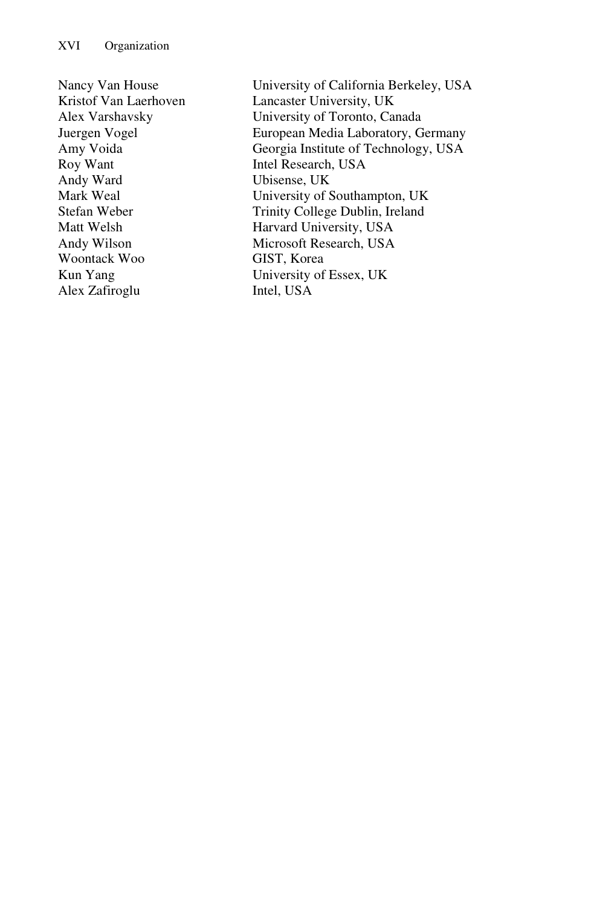| | |
|---|---|
| Nancy Van House | University of California Berkeley, USA |
| Kristof Van Laerhoven | Lancaster University, UK |
| Alex Varshavsky | University of Toronto, Canada |
| Juergen Vogel | European Media Laboratory, Germany |
| Amy Voida | Georgia Institute of Technology, USA |
| Roy Want | Intel Research, USA |
| Andy Ward | Ubisense, UK |
| Mark Weal | University of Southampton, UK |
| Stefan Weber | Trinity College Dublin, Ireland |
| Matt Welsh | Harvard University, USA |
| Andy Wilson | Microsoft Research, USA |
| Woontack Woo | GIST, Korea |
| Kun Yang | University of Essex, UK |
| Alex Zafiroglu | Intel, USA |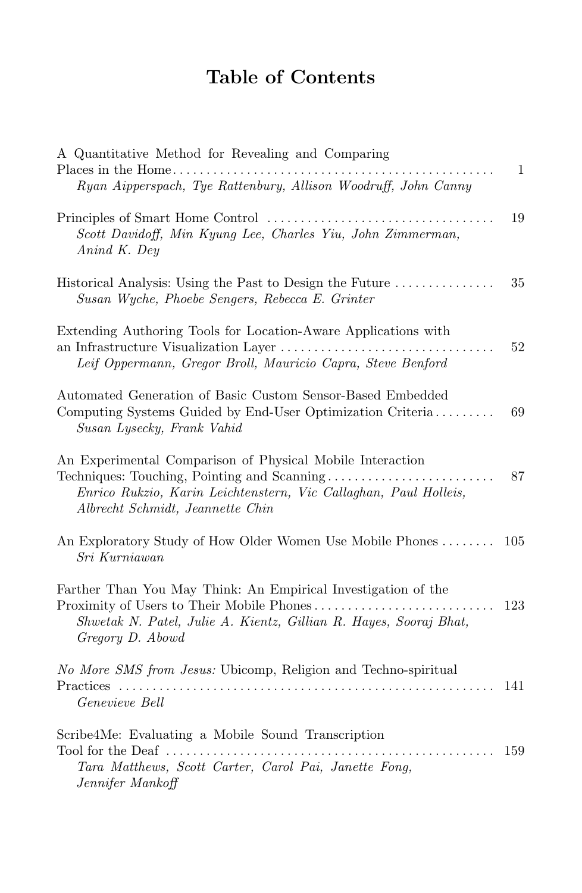# Table of Contents

A Quantitative Method for Revealing and Comparing Places in the Home ........ 1
*Ryan Aipperspach, Tye Rattenbury, Allison Woodruff, John Canny*

Principles of Smart Home Control ........ 19
*Scott Davidoff, Min Kyung Lee, Charles Yiu, John Zimmerman, Anind K. Dey*

Historical Analysis: Using the Past to Design the Future ........ 35
*Susan Wyche, Phoebe Sengers, Rebecca E. Grinter*

Extending Authoring Tools for Location-Aware Applications with an Infrastructure Visualization Layer ........ 52
*Leif Oppermann, Gregor Broll, Mauricio Capra, Steve Benford*

Automated Generation of Basic Custom Sensor-Based Embedded Computing Systems Guided by End-User Optimization Criteria ........ 69
*Susan Lysecky, Frank Vahid*

An Experimental Comparison of Physical Mobile Interaction Techniques: Touching, Pointing and Scanning ........ 87
*Enrico Rukzio, Karin Leichtenstern, Vic Callaghan, Paul Holleis, Albrecht Schmidt, Jeannette Chin*

An Exploratory Study of How Older Women Use Mobile Phones ........ 105
*Sri Kurniawan*

Farther Than You May Think: An Empirical Investigation of the Proximity of Users to Their Mobile Phones ........ 123
*Shwetak N. Patel, Julie A. Kientz, Gillian R. Hayes, Sooraj Bhat, Gregory D. Abowd*

*No More SMS from Jesus:* Ubicomp, Religion and Techno-spiritual Practices ........ 141
*Genevieve Bell*

Scribe4Me: Evaluating a Mobile Sound Transcription Tool for the Deaf ........ 159
*Tara Matthews, Scott Carter, Carol Pai, Janette Fong, Jennifer Mankoff*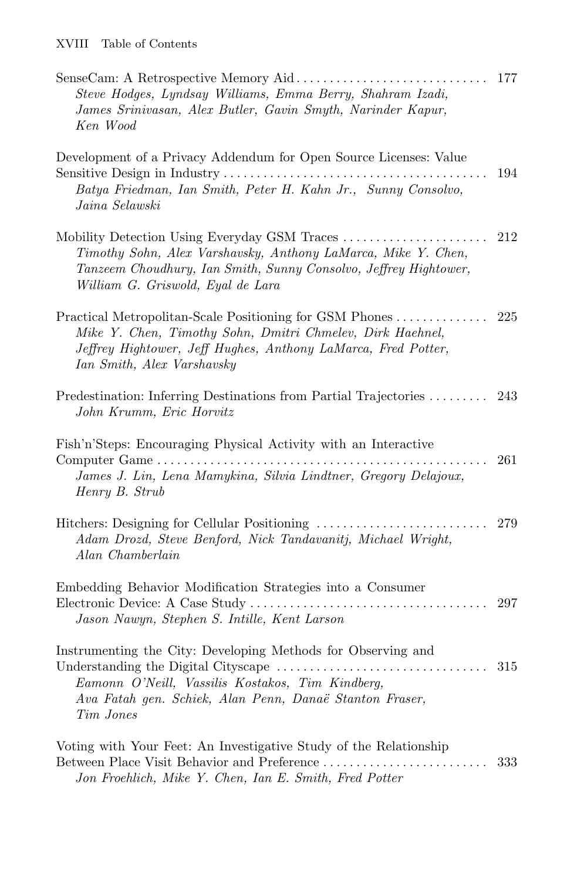SenseCam: A Retrospective Memory Aid . . . . . . . . . . . . . . . . . . . . . . . . . . . . . 177
*Steve Hodges, Lyndsay Williams, Emma Berry, Shahram Izadi, James Srinivasan, Alex Butler, Gavin Smyth, Narinder Kapur, Ken Wood*

Development of a Privacy Addendum for Open Source Licenses: Value Sensitive Design in Industry . . . . . . . . . . . . . . . . . . . . . . . . . . . . . . . . . . . . . . . . 194
*Batya Friedman, Ian Smith, Peter H. Kahn Jr., Sunny Consolvo, Jaina Selawski*

Mobility Detection Using Everyday GSM Traces . . . . . . . . . . . . . . . . . . . . . . 212
*Timothy Sohn, Alex Varshavsky, Anthony LaMarca, Mike Y. Chen, Tanzeem Choudhury, Ian Smith, Sunny Consolvo, Jeffrey Hightower, William G. Griswold, Eyal de Lara*

Practical Metropolitan-Scale Positioning for GSM Phones . . . . . . . . . . . . . . 225
*Mike Y. Chen, Timothy Sohn, Dmitri Chmelev, Dirk Haehnel, Jeffrey Hightower, Jeff Hughes, Anthony LaMarca, Fred Potter, Ian Smith, Alex Varshavsky*

Predestination: Inferring Destinations from Partial Trajectories . . . . . . . . . 243
*John Krumm, Eric Horvitz*

Fish'n'Steps: Encouraging Physical Activity with an Interactive Computer Game . . . . . . . . . . . . . . . . . . . . . . . . . . . . . . . . . . . . . . . . . . . . . . . . . . . 261
*James J. Lin, Lena Mamykina, Silvia Lindtner, Gregory Delajoux, Henry B. Strub*

Hitchers: Designing for Cellular Positioning . . . . . . . . . . . . . . . . . . . . . . . . . . 279
*Adam Drozd, Steve Benford, Nick Tandavanitj, Michael Wright, Alan Chamberlain*

Embedding Behavior Modification Strategies into a Consumer Electronic Device: A Case Study . . . . . . . . . . . . . . . . . . . . . . . . . . . . . . . . . . . . 297
*Jason Nawyn, Stephen S. Intille, Kent Larson*

Instrumenting the City: Developing Methods for Observing and Understanding the Digital Cityscape . . . . . . . . . . . . . . . . . . . . . . . . . . . . . . . . 315
*Eamonn O'Neill, Vassilis Kostakos, Tim Kindberg, Ava Fatah gen. Schiek, Alan Penn, Danaë Stanton Fraser, Tim Jones*

Voting with Your Feet: An Investigative Study of the Relationship Between Place Visit Behavior and Preference . . . . . . . . . . . . . . . . . . . . . . . . . 333
*Jon Froehlich, Mike Y. Chen, Ian E. Smith, Fred Potter*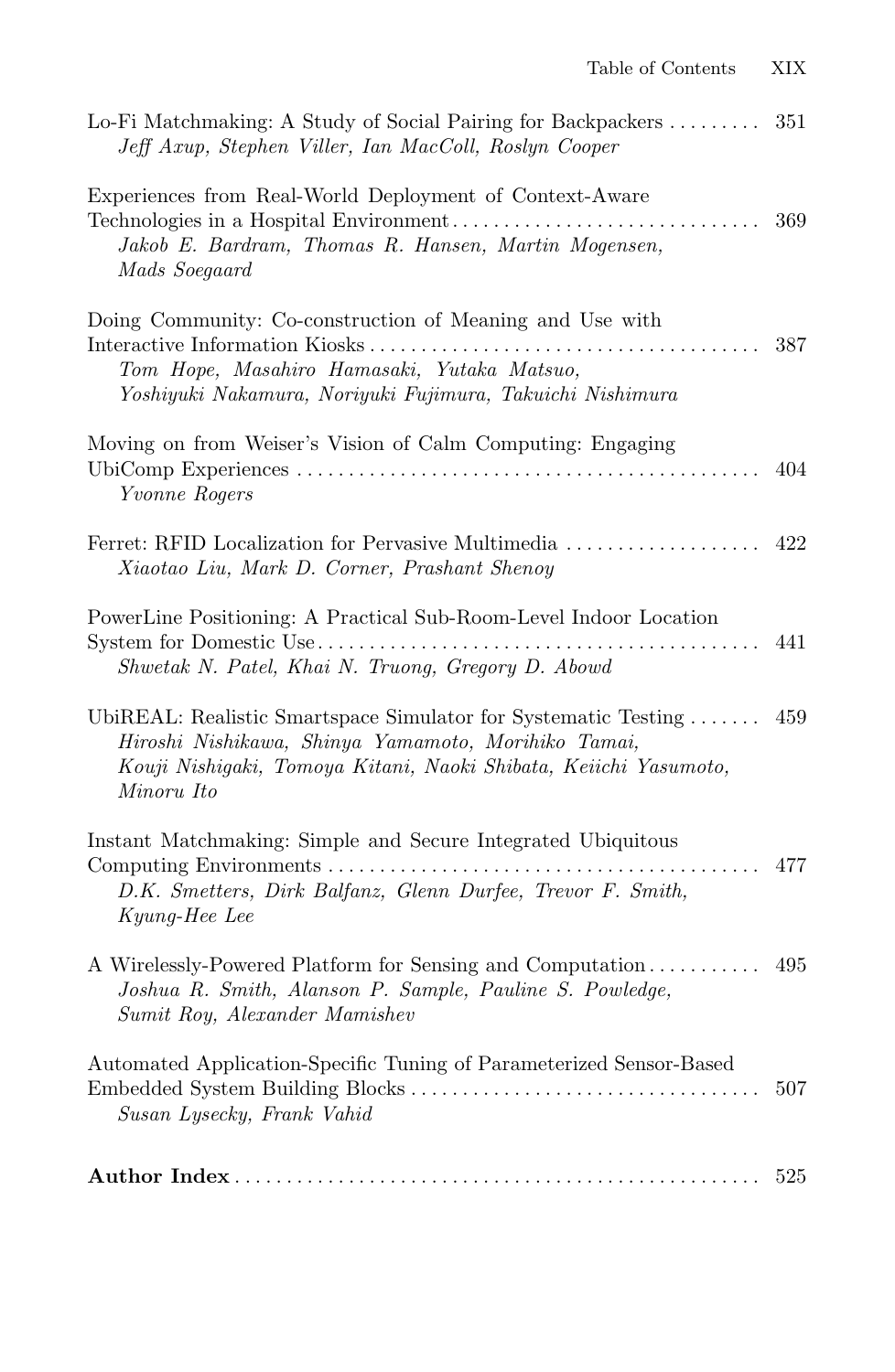Lo-Fi Matchmaking: A Study of Social Pairing for Backpackers ......... 351
*Jeff Axup, Stephen Viller, Ian MacColl, Roslyn Cooper*

Experiences from Real-World Deployment of Context-Aware Technologies in a Hospital Environment .............................. 369
*Jakob E. Bardram, Thomas R. Hansen, Martin Mogensen, Mads Soegaard*

Doing Community: Co-construction of Meaning and Use with Interactive Information Kiosks ...................................... 387
*Tom Hope, Masahiro Hamasaki, Yutaka Matsuo, Yoshiyuki Nakamura, Noriyuki Fujimura, Takuichi Nishimura*

Moving on from Weiser's Vision of Calm Computing: Engaging UbiComp Experiences ............................................. 404
*Yvonne Rogers*

Ferret: RFID Localization for Pervasive Multimedia ................... 422
*Xiaotao Liu, Mark D. Corner, Prashant Shenoy*

PowerLine Positioning: A Practical Sub-Room-Level Indoor Location System for Domestic Use ........................................... 441
*Shwetak N. Patel, Khai N. Truong, Gregory D. Abowd*

UbiREAL: Realistic Smartspace Simulator for Systematic Testing ....... 459
*Hiroshi Nishikawa, Shinya Yamamoto, Morihiko Tamai, Kouji Nishigaki, Tomoya Kitani, Naoki Shibata, Keiichi Yasumoto, Minoru Ito*

Instant Matchmaking: Simple and Secure Integrated Ubiquitous Computing Environments .......................................... 477
*D.K. Smetters, Dirk Balfanz, Glenn Durfee, Trevor F. Smith, Kyung-Hee Lee*

A Wirelessly-Powered Platform for Sensing and Computation ........... 495
*Joshua R. Smith, Alanson P. Sample, Pauline S. Powledge, Sumit Roy, Alexander Mamishev*

Automated Application-Specific Tuning of Parameterized Sensor-Based Embedded System Building Blocks .................................. 507
*Susan Lysecky, Frank Vahid*

**Author Index** .................................................. 525